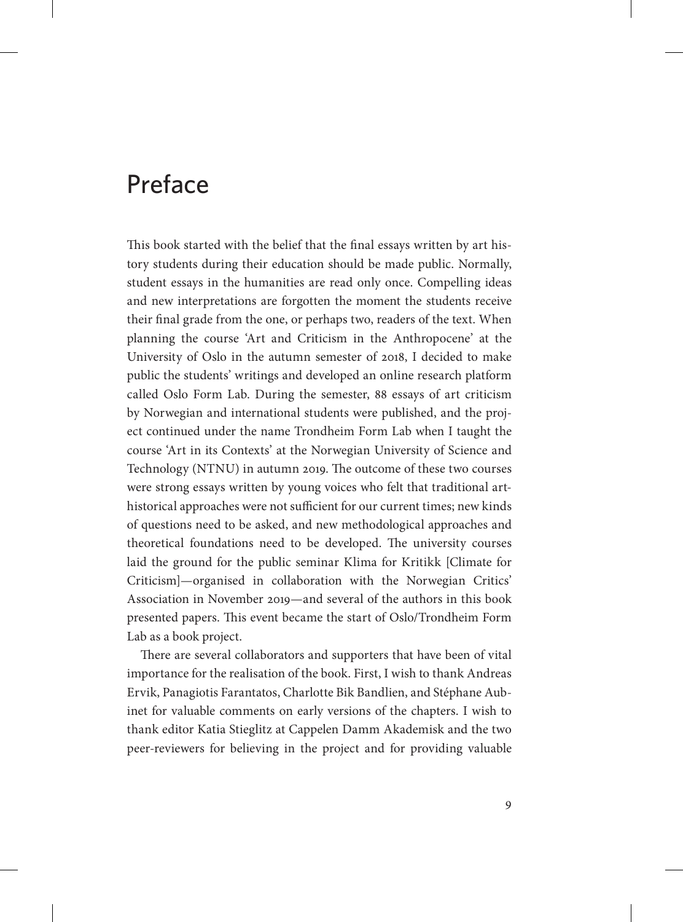# Preface

This book started with the belief that the final essays written by art history students during their education should be made public. Normally, student essays in the humanities are read only once. Compelling ideas and new interpretations are forgotten the moment the students receive their final grade from the one, or perhaps two, readers of the text. When planning the course 'Art and Criticism in the Anthropocene' at the University of Oslo in the autumn semester of 2018, I decided to make public the students' writings and developed an online research platform called Oslo Form Lab. During the semester, 88 essays of art criticism by Norwegian and international students were published, and the project continued under the name Trondheim Form Lab when I taught the course 'Art in its Contexts' at the Norwegian University of Science and Technology (NTNU) in autumn 2019. The outcome of these two courses were strong essays written by young voices who felt that traditional art-historical approaches were not sufficient for our current times; new kinds of questions need to be asked, and new methodological approaches and theoretical foundations need to be developed. The university courses laid the ground for the public seminar Klima for Kritikk [Climate for Criticism]—organised in collaboration with the Norwegian Critics' Association in November 2019—and several of the authors in this book presented papers. This event became the start of Oslo/Trondheim Form Lab as a book project.

There are several collaborators and supporters that have been of vital importance for the realisation of the book. First, I wish to thank Andreas Ervik, Panagiotis Farantatos, Charlotte Bik Bandlien, and Stéphane Aubinet for valuable comments on early versions of the chapters. I wish to thank editor Katia Stieglitz at Cappelen Damm Akademisk and the two peer-reviewers for believing in the project and for providing valuable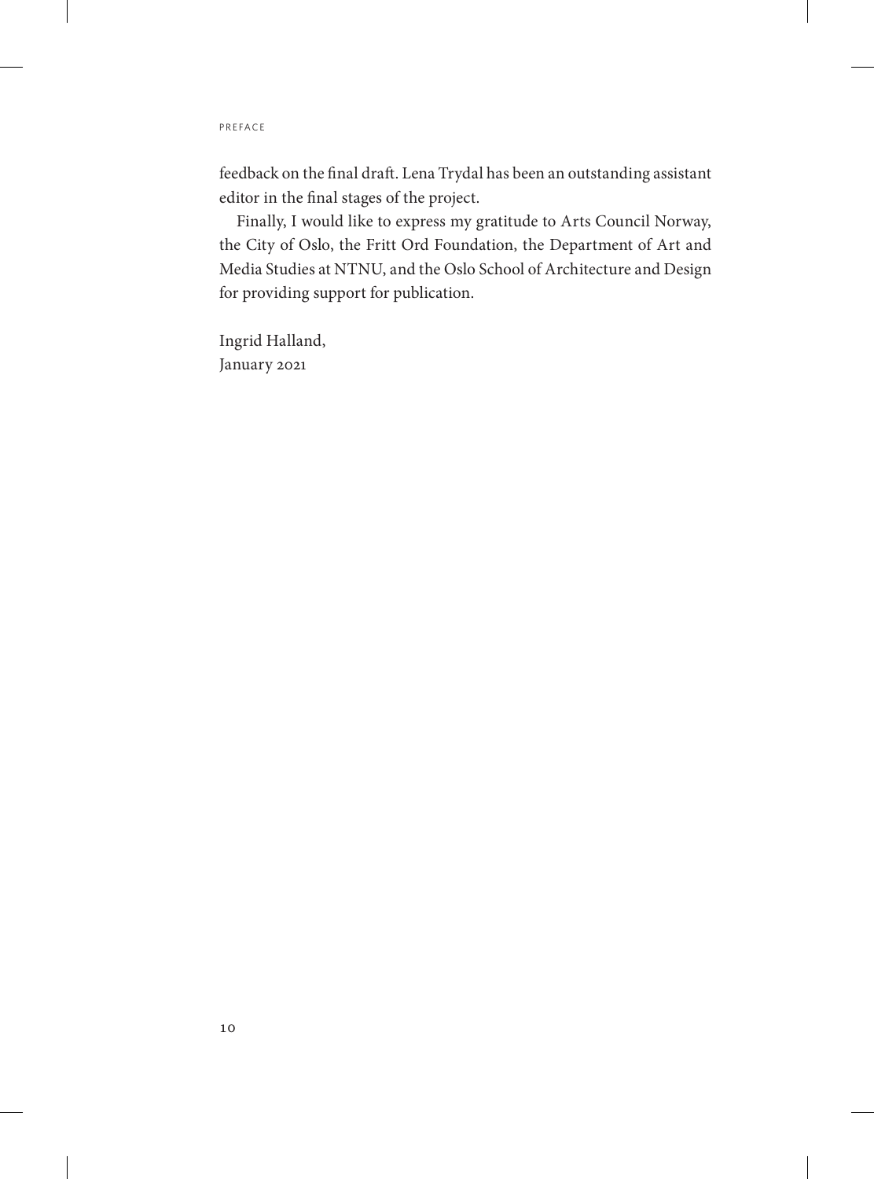feedback on the final draft. Lena Trydal has been an outstanding assistant editor in the final stages of the project.

Finally, I would like to express my gratitude to Arts Council Norway, the City of Oslo, the Fritt Ord Foundation, the Department of Art and Media Studies at NTNU, and the Oslo School of Architecture and Design for providing support for publication.

Ingrid Halland,
January 2021